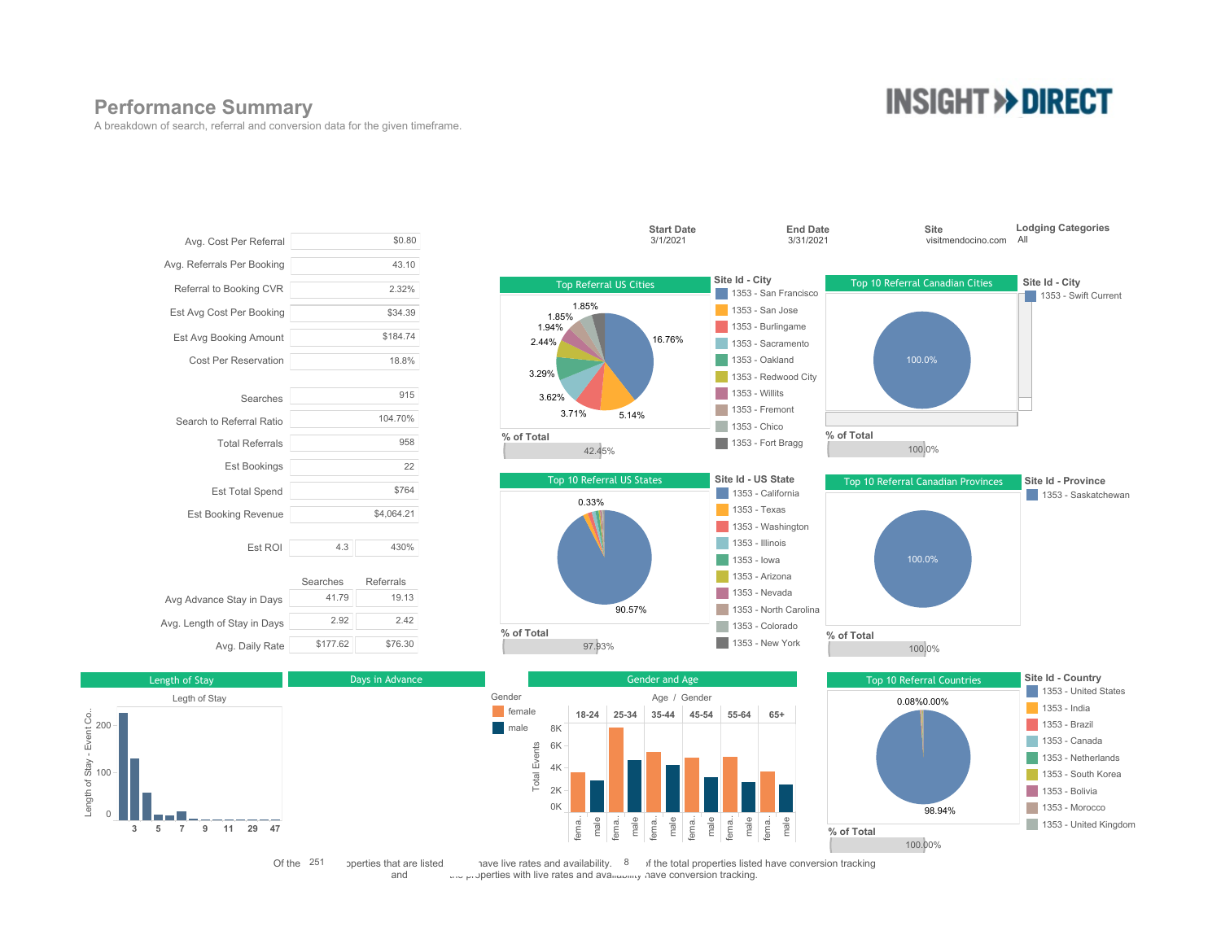# Performance Summary

A breakdown of search, referral and conversion data for the given timeframe.

INSIGHT DIRECT

| Start Date | End Date | Site | Lodging Categories |
|---|---|---|---|
| 3/1/2021 | 3/31/2021 | visitmendocino.com | All |

| Metric | Value |
|---|---|
| Avg. Cost Per Referral | $0.80 |
| Avg. Referrals Per Booking | 43.10 |
| Referral to Booking CVR | 2.32% |
| Est Avg Cost Per Booking | $34.39 |
| Est Avg Booking Amount | $184.74 |
| Cost Per Reservation | 18.8% |
| Searches | 915 |
| Search to Referral Ratio | 104.70% |
| Total Referrals | 958 |
| Est Bookings | 22 |
| Est Total Spend | $764 |
| Est Booking Revenue | $4,064.21 |
| Est ROI | 4.3 / 430% |

| | Searches | Referrals |
|---|---|---|
| Avg Advance Stay in Days | 41.79 | 19.13 |
| Avg. Length of Stay in Days | 2.92 | 2.42 |
| Avg. Daily Rate | $177.62 | $76.30 |

## Top Referral US Cities

| Site Id - City | % |
|---|---|
| 1353 - San Francisco | 16.76% |
| 1353 - San Jose | 5.14% |
| 1353 - Burlingame | 3.71% |
| 1353 - Sacramento | 3.62% |
| 1353 - Oakland | 3.29% |
| 1353 - Redwood City | 2.44% |
| 1353 - Willits | 1.94% |
| 1353 - Fremont | 1.85% |
| 1353 - Chico | 1.85% |
| 1353 - Fort Bragg | |

% of Total: 42.45%

## Top 10 Referral Canadian Cities

| Site Id - City | % |
|---|---|
| 1353 - Swift Current | 100.0% |

% of Total: 100.0%

## Top 10 Referral US States

| Site Id - US State |
|---|
| 1353 - California |
| 1353 - Texas |
| 1353 - Washington |
| 1353 - Illinois |
| 1353 - Iowa |
| 1353 - Arizona |
| 1353 - Nevada |
| 1353 - North Carolina |
| 1353 - Colorado |
| 1353 - New York |

Chart labels: 90.57%, 0.33%

% of Total: 97.93%

## Top 10 Referral Canadian Provinces

| Site Id - Province | % |
|---|---|
| 1353 - Saskatchewan | 100.0% |

% of Total: 100.0%

## Length of Stay

Length of Stay (Length of Stay - Event Co..): x-axis 3, 5, 7, 9, 11, 29, 47; y-axis 0, 100, 200

## Days in Advance

## Gender and Age

Age / Gender; Total Events (0K–8K)

Gender: female, male

Age groups: 18-24, 25-34, 35-44, 45-54, 55-64, 65+

## Top 10 Referral Countries

| Site Id - Country |
|---|
| 1353 - United States |
| 1353 - India |
| 1353 - Brazil |
| 1353 - Canada |
| 1353 - Netherlands |
| 1353 - South Korea |
| 1353 - Bolivia |
| 1353 - Morocco |
| 1353 - United Kingdom |

Chart labels: 98.94%, 0.08%, 0.00%

% of Total: 100.00%

Of the 251 properties that are listed and … have live rates and availability. 8 of the total properties listed have conversion tracking … the properties with live rates and availability have conversion tracking.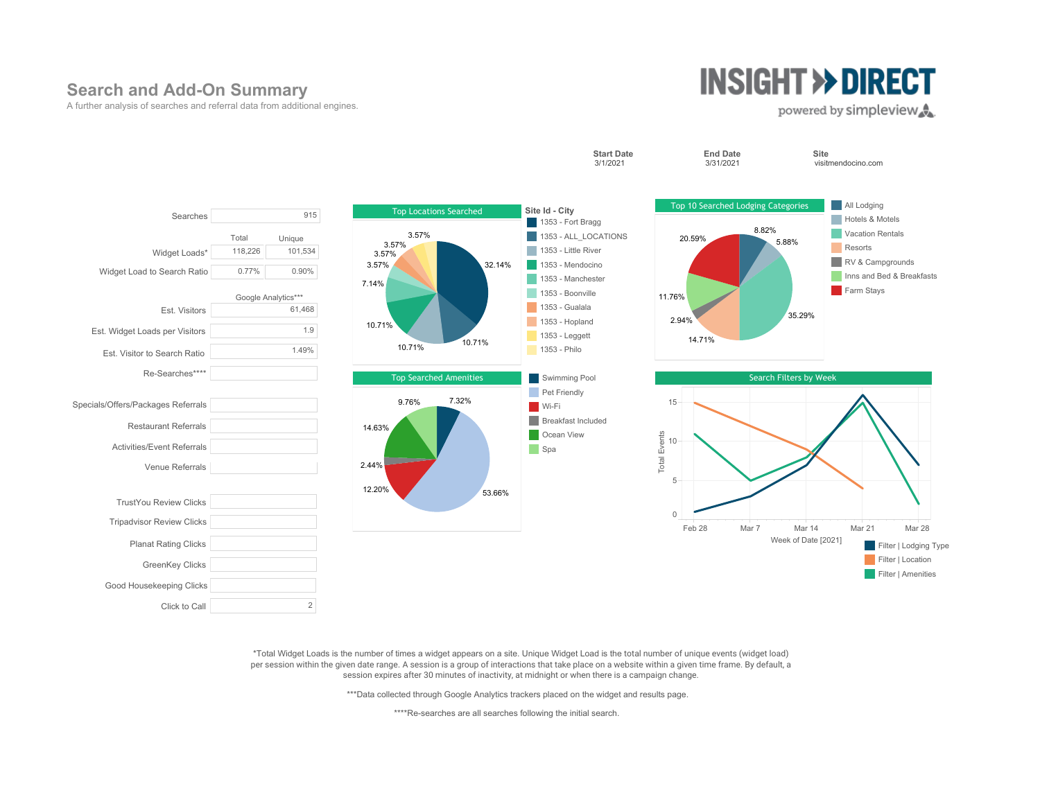# Search and Add-On Summary

A further analysis of searches and referral data from additional engines.

INSIGHT DIRECT
powered by simpleview

| Start Date | End Date | Site |
|---|---|---|
| 3/1/2021 | 3/31/2021 | visitmendocino.com |

| | Total | Unique |
|---|---|---|
| Searches | 915 | |
| Widget Loads* | 118,226 | 101,534 |
| Widget Load to Search Ratio | 0.77% | 0.90% |

| | Google Analytics*** |
|---|---|
| Est. Visitors | 61,468 |
| Est. Widget Loads per Visitors | 1.9 |
| Est. Visitor to Search Ratio | 1.49% |
| Re-Searches**** | |

| | |
|---|---|
| Specials/Offers/Packages Referrals | |
| Restaurant Referrals | |
| Activities/Event Referrals | |
| Venue Referrals | |
| TrustYou Review Clicks | |
| Tripadvisor Review Clicks | |
| Planat Rating Clicks | |
| GreenKey Clicks | |
| Good Housekeeping Clicks | |
| Click to Call | 2 |

## Top Locations Searched

Site Id - City
1353 - Fort Bragg
1353 - ALL_LOCATIONS
1353 - Little River
1353 - Mendocino
1353 - Manchester
1353 - Boonville
1353 - Gualala
1353 - Hopland
1353 - Leggett
1353 - Philo

32.14%
10.71%
10.71%
10.71%
7.14%
3.57%
3.57%
3.57%
3.57%

## Top 10 Searched Lodging Categories

All Lodging
Hotels & Motels
Vacation Rentals
Resorts
RV & Campgrounds
Inns and Bed & Breakfasts
Farm Stays

8.82%
5.88%
35.29%
14.71%
2.94%
11.76%
20.59%

## Top Searched Amenities

Swimming Pool
Pet Friendly
Wi-Fi
Breakfast Included
Ocean View
Spa

7.32%
53.66%
12.20%
2.44%
14.63%
9.76%

## Search Filters by Week

Total Events
15
10
5
0
Feb 28
Mar 7
Mar 14
Mar 21
Mar 28
Week of Date [2021]

Filter | Lodging Type
Filter | Location
Filter | Amenities

*Total Widget Loads is the number of times a widget appears on a site. Unique Widget Load is the total number of unique events (widget load) per session within the given date range. A session is a group of interactions that take place on a website within a given time frame. By default, a session expires after 30 minutes of inactivity, at midnight or when there is a campaign change.

***Data collected through Google Analytics trackers placed on the widget and results page.

****Re-searches are all searches following the initial search.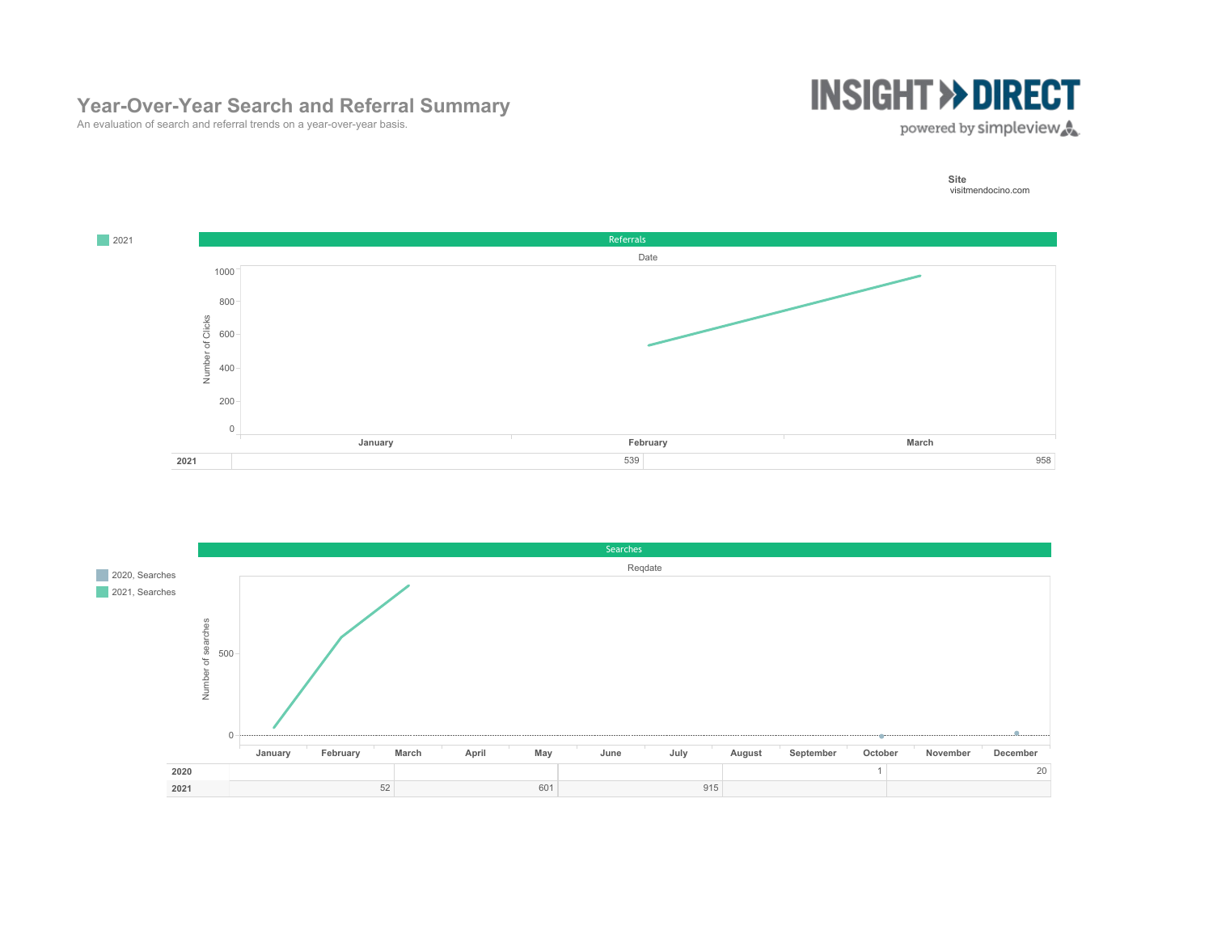# Year-Over-Year Search and Referral Summary

An evaluation of search and referral trends on a year-over-year basis.

INSIGHT DIRECT
powered by simpleview

**Site**
visitmendocino.com

2021

Referrals

Date

Number of Clicks

1000
800
600
400
200
0

January
February
March

| | | | |
|---|---|---|---|
| 2021 | | 539 | 958 |

Searches

2020, Searches
2021, Searches

Reqdate

Number of searches

500
0

January
February
March
April
May
June
July
August
September
October
November
December

| | | | | | | |
|---|---|---|---|---|---|---|
| 2020 | | | | | 1 | 20 |
| 2021 | 52 | 601 | 915 | | | |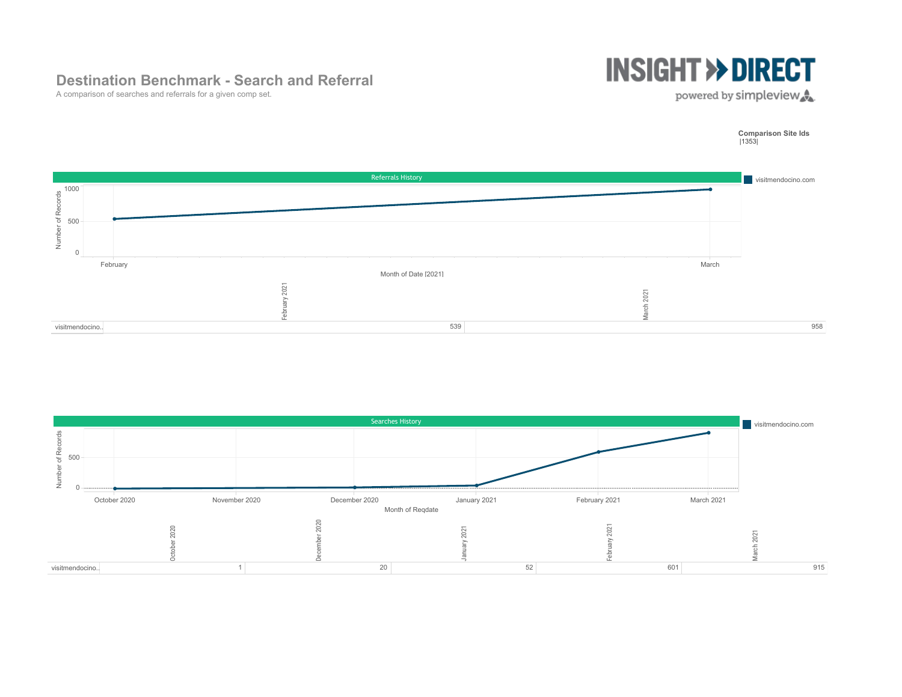# Destination Benchmark - Search and Referral

A comparison of searches and referrals for a given comp set.

INSIGHT » DIRECT

powered by simpleview

**Comparison Site Ids**
|1353|

Referrals History

visitmendocino.com

Number of Records

1000

500

0

February

March

Month of Date [2021]

| | February 2021 | March 2021 |
|---|---|---|
| visitmendocino.. | 539 | 958 |

Searches History

visitmendocino.com

Number of Records

500

0

October 2020

November 2020

December 2020

January 2021

February 2021

March 2021

Month of Reqdate

| | October 2020 | December 2020 | January 2021 | February 2021 | March 2021 |
|---|---|---|---|---|---|
| visitmendocino.. | 1 | 20 | 52 | 601 | 915 |